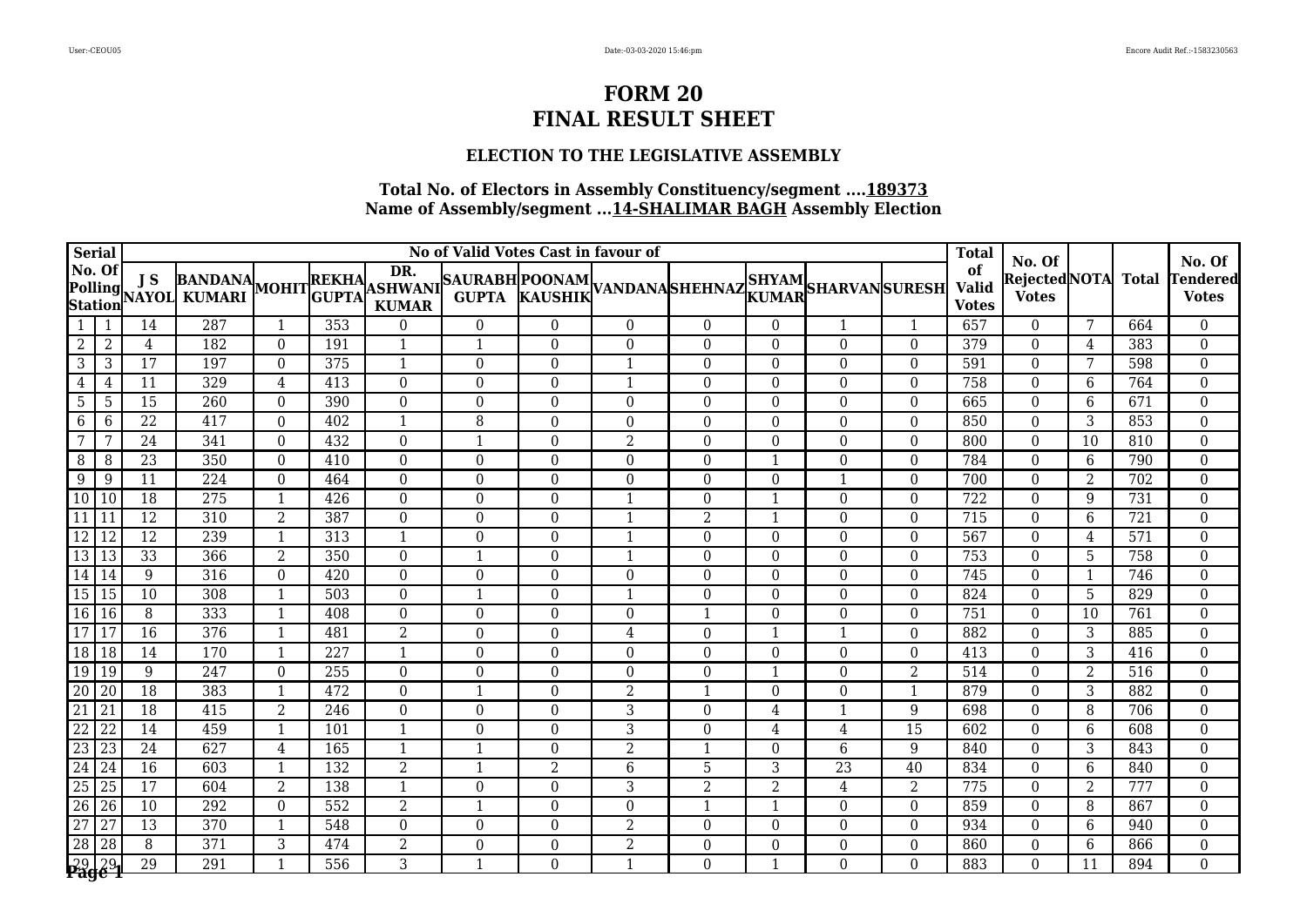# FORM 20
# FINAL RESULT SHEET

### ELECTION TO THE LEGISLATIVE ASSEMBLY

**Total No. of Electors in Assembly Constituency/segment ....189373**
**Name of Assembly/segment ...14-SHALIMAR BAGH Assembly Election**

| Serial No. Of Polling Station | | No of Valid Votes Cast in favour of | | | | | | | | | | | | Total of Valid Votes | No. Of Rejected Votes | NOTA | Total | No. Of Tendered Votes |
|---|---|---|---|---|---|---|---|---|---|---|---|---|---|---|---|---|---|---|
| | | J S NAYOL | BANDANA KUMARI | MOHIT | REKHA GUPTA | DR. ASHWANI KUMAR | SAURABH GUPTA | POONAM KAUSHIK | VANDANA | SHEHNAZ | SHYAM KUMAR | SHARVAN | SURESH | | | | | |
| 1 | 1 | 14 | 287 | 1 | 353 | 0 | 0 | 0 | 0 | 0 | 0 | 1 | 1 | 657 | 0 | 7 | 664 | 0 |
| 2 | 2 | 4 | 182 | 0 | 191 | 1 | 1 | 0 | 0 | 0 | 0 | 0 | 0 | 379 | 0 | 4 | 383 | 0 |
| 3 | 3 | 17 | 197 | 0 | 375 | 1 | 0 | 0 | 1 | 0 | 0 | 0 | 0 | 591 | 0 | 7 | 598 | 0 |
| 4 | 4 | 11 | 329 | 4 | 413 | 0 | 0 | 0 | 1 | 0 | 0 | 0 | 0 | 758 | 0 | 6 | 764 | 0 |
| 5 | 5 | 15 | 260 | 0 | 390 | 0 | 0 | 0 | 0 | 0 | 0 | 0 | 0 | 665 | 0 | 6 | 671 | 0 |
| 6 | 6 | 22 | 417 | 0 | 402 | 1 | 8 | 0 | 0 | 0 | 0 | 0 | 0 | 850 | 0 | 3 | 853 | 0 |
| 7 | 7 | 24 | 341 | 0 | 432 | 0 | 1 | 0 | 2 | 0 | 0 | 0 | 0 | 800 | 0 | 10 | 810 | 0 |
| 8 | 8 | 23 | 350 | 0 | 410 | 0 | 0 | 0 | 0 | 0 | 1 | 0 | 0 | 784 | 0 | 6 | 790 | 0 |
| 9 | 9 | 11 | 224 | 0 | 464 | 0 | 0 | 0 | 0 | 0 | 0 | 1 | 0 | 700 | 0 | 2 | 702 | 0 |
| 10 | 10 | 18 | 275 | 1 | 426 | 0 | 0 | 0 | 1 | 0 | 1 | 0 | 0 | 722 | 0 | 9 | 731 | 0 |
| 11 | 11 | 12 | 310 | 2 | 387 | 0 | 0 | 0 | 1 | 2 | 1 | 0 | 0 | 715 | 0 | 6 | 721 | 0 |
| 12 | 12 | 12 | 239 | 1 | 313 | 1 | 0 | 0 | 1 | 0 | 0 | 0 | 0 | 567 | 0 | 4 | 571 | 0 |
| 13 | 13 | 33 | 366 | 2 | 350 | 0 | 1 | 0 | 1 | 0 | 0 | 0 | 0 | 753 | 0 | 5 | 758 | 0 |
| 14 | 14 | 9 | 316 | 0 | 420 | 0 | 0 | 0 | 0 | 0 | 0 | 0 | 0 | 745 | 0 | 1 | 746 | 0 |
| 15 | 15 | 10 | 308 | 1 | 503 | 0 | 1 | 0 | 1 | 0 | 0 | 0 | 0 | 824 | 0 | 5 | 829 | 0 |
| 16 | 16 | 8 | 333 | 1 | 408 | 0 | 0 | 0 | 0 | 1 | 0 | 0 | 0 | 751 | 0 | 10 | 761 | 0 |
| 17 | 17 | 16 | 376 | 1 | 481 | 2 | 0 | 0 | 4 | 0 | 1 | 1 | 0 | 882 | 0 | 3 | 885 | 0 |
| 18 | 18 | 14 | 170 | 1 | 227 | 1 | 0 | 0 | 0 | 0 | 0 | 0 | 0 | 413 | 0 | 3 | 416 | 0 |
| 19 | 19 | 9 | 247 | 0 | 255 | 0 | 0 | 0 | 0 | 0 | 1 | 0 | 2 | 514 | 0 | 2 | 516 | 0 |
| 20 | 20 | 18 | 383 | 1 | 472 | 0 | 1 | 0 | 2 | 1 | 0 | 0 | 1 | 879 | 0 | 3 | 882 | 0 |
| 21 | 21 | 18 | 415 | 2 | 246 | 0 | 0 | 0 | 3 | 0 | 4 | 1 | 9 | 698 | 0 | 8 | 706 | 0 |
| 22 | 22 | 14 | 459 | 1 | 101 | 1 | 0 | 0 | 3 | 0 | 4 | 4 | 15 | 602 | 0 | 6 | 608 | 0 |
| 23 | 23 | 24 | 627 | 4 | 165 | 1 | 1 | 0 | 2 | 1 | 0 | 6 | 9 | 840 | 0 | 3 | 843 | 0 |
| 24 | 24 | 16 | 603 | 1 | 132 | 2 | 1 | 2 | 6 | 5 | 3 | 23 | 40 | 834 | 0 | 6 | 840 | 0 |
| 25 | 25 | 17 | 604 | 2 | 138 | 1 | 0 | 0 | 3 | 2 | 2 | 4 | 2 | 775 | 0 | 2 | 777 | 0 |
| 26 | 26 | 10 | 292 | 0 | 552 | 2 | 1 | 0 | 0 | 1 | 1 | 0 | 0 | 859 | 0 | 8 | 867 | 0 |
| 27 | 27 | 13 | 370 | 1 | 548 | 0 | 0 | 0 | 2 | 0 | 0 | 0 | 0 | 934 | 0 | 6 | 940 | 0 |
| 28 | 28 | 8 | 371 | 3 | 474 | 2 | 0 | 0 | 2 | 0 | 0 | 0 | 0 | 860 | 0 | 6 | 866 | 0 |
| 29 | 29 | 29 | 291 | 1 | 556 | 3 | 1 | 0 | 1 | 0 | 1 | 0 | 0 | 883 | 0 | 11 | 894 | 0 |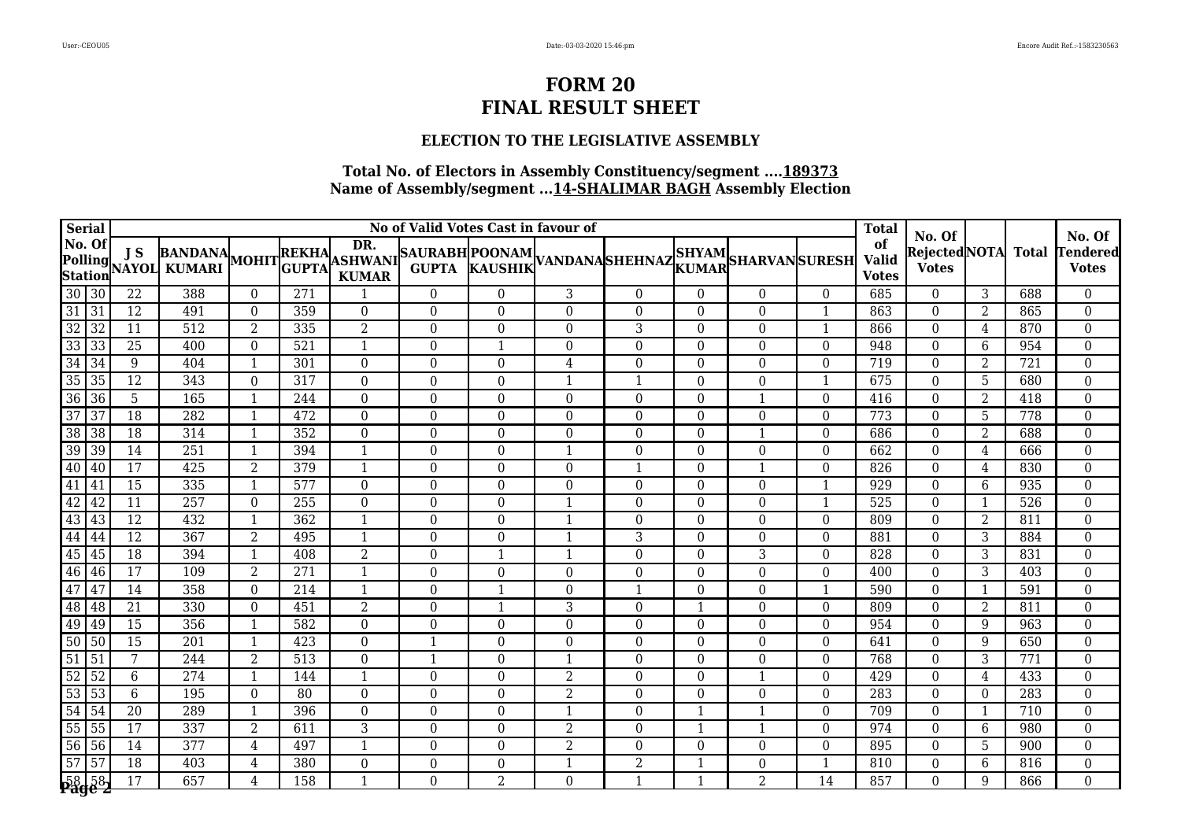# FORM 20
# FINAL RESULT SHEET

### ELECTION TO THE LEGISLATIVE ASSEMBLY

**Total No. of Electors in Assembly Constituency/segment ....189373**
**Name of Assembly/segment ...14-SHALIMAR BAGH Assembly Election**

| Serial No. Of Polling Station | | No of Valid Votes Cast in favour of | | | | | | | | | | | | Total of Valid Votes | No. Of Rejected Votes | NOTA | Total | No. Of Tendered Votes |
|---|---|---|---|---|---|---|---|---|---|---|---|---|---|---|---|---|---|---|
| | | J S NAYOL | BANDANA KUMARI | MOHIT | REKHA GUPTA | DR. ASHWANI KUMAR | SAURABH GUPTA | POONAM KAUSHIK | VANDANA | SHEHNAZ | SHYAM KUMAR | SHARVAN | SURESH | | | | | |
| 30 | 30 | 22 | 388 | 0 | 271 | 1 | 0 | 0 | 3 | 0 | 0 | 0 | 0 | 685 | 0 | 3 | 688 | 0 |
| 31 | 31 | 12 | 491 | 0 | 359 | 0 | 0 | 0 | 0 | 0 | 0 | 0 | 1 | 863 | 0 | 2 | 865 | 0 |
| 32 | 32 | 11 | 512 | 2 | 335 | 2 | 0 | 0 | 0 | 3 | 0 | 0 | 1 | 866 | 0 | 4 | 870 | 0 |
| 33 | 33 | 25 | 400 | 0 | 521 | 1 | 0 | 1 | 0 | 0 | 0 | 0 | 0 | 948 | 0 | 6 | 954 | 0 |
| 34 | 34 | 9 | 404 | 1 | 301 | 0 | 0 | 0 | 4 | 0 | 0 | 0 | 0 | 719 | 0 | 2 | 721 | 0 |
| 35 | 35 | 12 | 343 | 0 | 317 | 0 | 0 | 0 | 1 | 1 | 0 | 0 | 1 | 675 | 0 | 5 | 680 | 0 |
| 36 | 36 | 5 | 165 | 1 | 244 | 0 | 0 | 0 | 0 | 0 | 0 | 1 | 0 | 416 | 0 | 2 | 418 | 0 |
| 37 | 37 | 18 | 282 | 1 | 472 | 0 | 0 | 0 | 0 | 0 | 0 | 0 | 0 | 773 | 0 | 5 | 778 | 0 |
| 38 | 38 | 18 | 314 | 1 | 352 | 0 | 0 | 0 | 0 | 0 | 0 | 1 | 0 | 686 | 0 | 2 | 688 | 0 |
| 39 | 39 | 14 | 251 | 1 | 394 | 1 | 0 | 0 | 1 | 0 | 0 | 0 | 0 | 662 | 0 | 4 | 666 | 0 |
| 40 | 40 | 17 | 425 | 2 | 379 | 1 | 0 | 0 | 0 | 1 | 0 | 1 | 0 | 826 | 0 | 4 | 830 | 0 |
| 41 | 41 | 15 | 335 | 1 | 577 | 0 | 0 | 0 | 0 | 0 | 0 | 0 | 1 | 929 | 0 | 6 | 935 | 0 |
| 42 | 42 | 11 | 257 | 0 | 255 | 0 | 0 | 0 | 1 | 0 | 0 | 0 | 1 | 525 | 0 | 1 | 526 | 0 |
| 43 | 43 | 12 | 432 | 1 | 362 | 1 | 0 | 0 | 1 | 0 | 0 | 0 | 0 | 809 | 0 | 2 | 811 | 0 |
| 44 | 44 | 12 | 367 | 2 | 495 | 1 | 0 | 0 | 1 | 3 | 0 | 0 | 0 | 881 | 0 | 3 | 884 | 0 |
| 45 | 45 | 18 | 394 | 1 | 408 | 2 | 0 | 1 | 1 | 0 | 0 | 3 | 0 | 828 | 0 | 3 | 831 | 0 |
| 46 | 46 | 17 | 109 | 2 | 271 | 1 | 0 | 0 | 0 | 0 | 0 | 0 | 0 | 400 | 0 | 3 | 403 | 0 |
| 47 | 47 | 14 | 358 | 0 | 214 | 1 | 0 | 1 | 0 | 1 | 0 | 0 | 1 | 590 | 0 | 1 | 591 | 0 |
| 48 | 48 | 21 | 330 | 0 | 451 | 2 | 0 | 1 | 3 | 0 | 1 | 0 | 0 | 809 | 0 | 2 | 811 | 0 |
| 49 | 49 | 15 | 356 | 1 | 582 | 0 | 0 | 0 | 0 | 0 | 0 | 0 | 0 | 954 | 0 | 9 | 963 | 0 |
| 50 | 50 | 15 | 201 | 1 | 423 | 0 | 1 | 0 | 0 | 0 | 0 | 0 | 0 | 641 | 0 | 9 | 650 | 0 |
| 51 | 51 | 7 | 244 | 2 | 513 | 0 | 1 | 0 | 1 | 0 | 0 | 0 | 0 | 768 | 0 | 3 | 771 | 0 |
| 52 | 52 | 6 | 274 | 1 | 144 | 1 | 0 | 0 | 2 | 0 | 0 | 1 | 0 | 429 | 0 | 4 | 433 | 0 |
| 53 | 53 | 6 | 195 | 0 | 80 | 0 | 0 | 0 | 2 | 0 | 0 | 0 | 0 | 283 | 0 | 0 | 283 | 0 |
| 54 | 54 | 20 | 289 | 1 | 396 | 0 | 0 | 0 | 1 | 0 | 1 | 1 | 0 | 709 | 0 | 1 | 710 | 0 |
| 55 | 55 | 17 | 337 | 2 | 611 | 3 | 0 | 0 | 2 | 0 | 1 | 1 | 0 | 974 | 0 | 6 | 980 | 0 |
| 56 | 56 | 14 | 377 | 4 | 497 | 1 | 0 | 0 | 2 | 0 | 0 | 0 | 0 | 895 | 0 | 5 | 900 | 0 |
| 57 | 57 | 18 | 403 | 4 | 380 | 0 | 0 | 0 | 1 | 2 | 1 | 0 | 1 | 810 | 0 | 6 | 816 | 0 |
| 58 | 58 | 17 | 657 | 4 | 158 | 1 | 0 | 2 | 0 | 1 | 1 | 2 | 14 | 857 | 0 | 9 | 866 | 0 |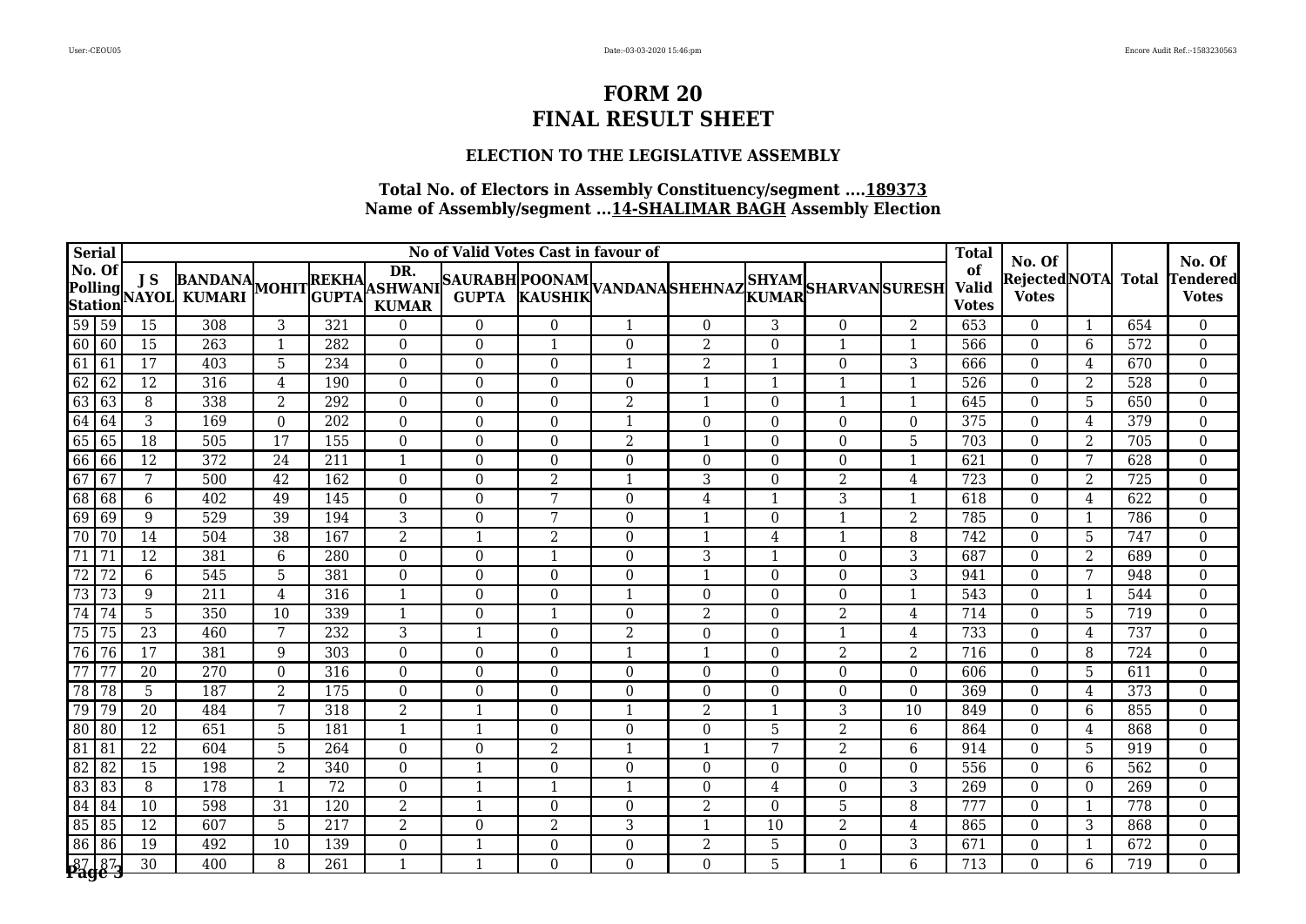# FORM 20
# FINAL RESULT SHEET

### ELECTION TO THE LEGISLATIVE ASSEMBLY

**Total No. of Electors in Assembly Constituency/segment ....189373**
**Name of Assembly/segment ...14-SHALIMAR BAGH Assembly Election**

| Serial No. Of Polling Station | | No of Valid Votes Cast in favour of | | | | | | | | | | | | | Total of Valid Votes | No. Of Rejected Votes | NOTA | Total | No. Of Tendered Votes |
|---|---|---|---|---|---|---|---|---|---|---|---|---|---|---|---|---|---|---|---|
| | | J S NAYOL | BANDANA KUMARI | MOHIT | REKHA GUPTA | DR. ASHWANI KUMAR | SAURABH GUPTA | POONAM KAUSHIK | VANDANA | SHEHNAZ | SHYAM KUMAR | SHARVAN | SURESH | | | | | | |
| 59 | 59 | 15 | 308 | 3 | 321 | 0 | 0 | 0 | 1 | 0 | 3 | 0 | 2 | | 653 | 0 | 1 | 654 | 0 |
| 60 | 60 | 15 | 263 | 1 | 282 | 0 | 0 | 1 | 0 | 2 | 0 | 1 | 1 | | 566 | 0 | 6 | 572 | 0 |
| 61 | 61 | 17 | 403 | 5 | 234 | 0 | 0 | 0 | 1 | 2 | 1 | 0 | 3 | | 666 | 0 | 4 | 670 | 0 |
| 62 | 62 | 12 | 316 | 4 | 190 | 0 | 0 | 0 | 0 | 1 | 1 | 1 | 1 | | 526 | 0 | 2 | 528 | 0 |
| 63 | 63 | 8 | 338 | 2 | 292 | 0 | 0 | 0 | 2 | 1 | 0 | 1 | 1 | | 645 | 0 | 5 | 650 | 0 |
| 64 | 64 | 3 | 169 | 0 | 202 | 0 | 0 | 0 | 1 | 0 | 0 | 0 | 0 | | 375 | 0 | 4 | 379 | 0 |
| 65 | 65 | 18 | 505 | 17 | 155 | 0 | 0 | 0 | 2 | 1 | 0 | 0 | 5 | | 703 | 0 | 2 | 705 | 0 |
| 66 | 66 | 12 | 372 | 24 | 211 | 1 | 0 | 0 | 0 | 0 | 0 | 0 | 1 | | 621 | 0 | 7 | 628 | 0 |
| 67 | 67 | 7 | 500 | 42 | 162 | 0 | 0 | 2 | 1 | 3 | 0 | 2 | 4 | | 723 | 0 | 2 | 725 | 0 |
| 68 | 68 | 6 | 402 | 49 | 145 | 0 | 0 | 7 | 0 | 4 | 1 | 3 | 1 | | 618 | 0 | 4 | 622 | 0 |
| 69 | 69 | 9 | 529 | 39 | 194 | 3 | 0 | 7 | 0 | 1 | 0 | 1 | 2 | | 785 | 0 | 1 | 786 | 0 |
| 70 | 70 | 14 | 504 | 38 | 167 | 2 | 1 | 2 | 0 | 1 | 4 | 1 | 8 | | 742 | 0 | 5 | 747 | 0 |
| 71 | 71 | 12 | 381 | 6 | 280 | 0 | 0 | 1 | 0 | 3 | 1 | 0 | 3 | | 687 | 0 | 2 | 689 | 0 |
| 72 | 72 | 6 | 545 | 5 | 381 | 0 | 0 | 0 | 0 | 1 | 0 | 0 | 3 | | 941 | 0 | 7 | 948 | 0 |
| 73 | 73 | 9 | 211 | 4 | 316 | 1 | 0 | 0 | 1 | 0 | 0 | 0 | 1 | | 543 | 0 | 1 | 544 | 0 |
| 74 | 74 | 5 | 350 | 10 | 339 | 1 | 0 | 1 | 0 | 2 | 0 | 2 | 4 | | 714 | 0 | 5 | 719 | 0 |
| 75 | 75 | 23 | 460 | 7 | 232 | 3 | 1 | 0 | 2 | 0 | 0 | 1 | 4 | | 733 | 0 | 4 | 737 | 0 |
| 76 | 76 | 17 | 381 | 9 | 303 | 0 | 0 | 0 | 1 | 1 | 0 | 2 | 2 | | 716 | 0 | 8 | 724 | 0 |
| 77 | 77 | 20 | 270 | 0 | 316 | 0 | 0 | 0 | 0 | 0 | 0 | 0 | 0 | | 606 | 0 | 5 | 611 | 0 |
| 78 | 78 | 5 | 187 | 2 | 175 | 0 | 0 | 0 | 0 | 0 | 0 | 0 | 0 | | 369 | 0 | 4 | 373 | 0 |
| 79 | 79 | 20 | 484 | 7 | 318 | 2 | 1 | 0 | 1 | 2 | 1 | 3 | 10 | | 849 | 0 | 6 | 855 | 0 |
| 80 | 80 | 12 | 651 | 5 | 181 | 1 | 1 | 0 | 0 | 0 | 5 | 2 | 6 | | 864 | 0 | 4 | 868 | 0 |
| 81 | 81 | 22 | 604 | 5 | 264 | 0 | 0 | 2 | 1 | 1 | 7 | 2 | 6 | | 914 | 0 | 5 | 919 | 0 |
| 82 | 82 | 15 | 198 | 2 | 340 | 0 | 1 | 0 | 0 | 0 | 0 | 0 | 0 | | 556 | 0 | 6 | 562 | 0 |
| 83 | 83 | 8 | 178 | 1 | 72 | 0 | 1 | 1 | 1 | 0 | 4 | 0 | 3 | | 269 | 0 | 0 | 269 | 0 |
| 84 | 84 | 10 | 598 | 31 | 120 | 2 | 1 | 0 | 0 | 2 | 0 | 5 | 8 | | 777 | 0 | 1 | 778 | 0 |
| 85 | 85 | 12 | 607 | 5 | 217 | 2 | 0 | 2 | 3 | 1 | 10 | 2 | 4 | | 865 | 0 | 3 | 868 | 0 |
| 86 | 86 | 19 | 492 | 10 | 139 | 0 | 1 | 0 | 0 | 2 | 5 | 0 | 3 | | 671 | 0 | 1 | 672 | 0 |
| 87 | 87 | 30 | 400 | 8 | 261 | 1 | 1 | 0 | 0 | 0 | 5 | 1 | 6 | | 713 | 0 | 6 | 719 | 0 |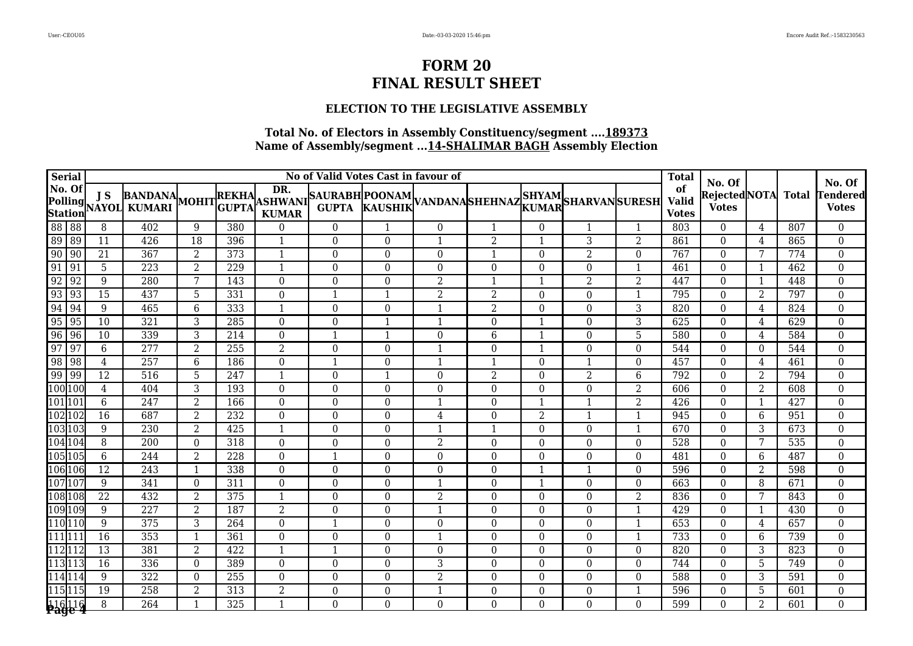# FORM 20
# FINAL RESULT SHEET

### ELECTION TO THE LEGISLATIVE ASSEMBLY

**Total No. of Electors in Assembly Constituency/segment ....189373**
**Name of Assembly/segment ...14-SHALIMAR BAGH Assembly Election**

| Serial No. Of Polling Station | | No of Valid Votes Cast in favour of | | | | | | | | | | | | Total of Valid Votes | No. Of Rejected Votes | NOTA | Total | No. Of Tendered Votes |
|---|---|---|---|---|---|---|---|---|---|---|---|---|---|---|---|---|---|---|
| | | J S NAYOL | BANDANA KUMARI | MOHIT | REKHA GUPTA | DR. ASHWANI KUMAR | SAURABH GUPTA | POONAM KAUSHIK | VANDANA | SHEHNAZ | SHYAM KUMAR | SHARVAN | SURESH | | | | | |
| 88 | 88 | 8 | 402 | 9 | 380 | 0 | 0 | 1 | 0 | 1 | 0 | 1 | 1 | 803 | 0 | 4 | 807 | 0 |
| 89 | 89 | 11 | 426 | 18 | 396 | 1 | 0 | 0 | 1 | 2 | 1 | 3 | 2 | 861 | 0 | 4 | 865 | 0 |
| 90 | 90 | 21 | 367 | 2 | 373 | 1 | 0 | 0 | 0 | 1 | 0 | 2 | 0 | 767 | 0 | 7 | 774 | 0 |
| 91 | 91 | 5 | 223 | 2 | 229 | 1 | 0 | 0 | 0 | 0 | 0 | 0 | 1 | 461 | 0 | 1 | 462 | 0 |
| 92 | 92 | 9 | 280 | 7 | 143 | 0 | 0 | 0 | 2 | 1 | 1 | 2 | 2 | 447 | 0 | 1 | 448 | 0 |
| 93 | 93 | 15 | 437 | 5 | 331 | 0 | 1 | 1 | 2 | 2 | 0 | 0 | 1 | 795 | 0 | 2 | 797 | 0 |
| 94 | 94 | 9 | 465 | 6 | 333 | 1 | 0 | 0 | 1 | 2 | 0 | 0 | 3 | 820 | 0 | 4 | 824 | 0 |
| 95 | 95 | 10 | 321 | 3 | 285 | 0 | 0 | 1 | 1 | 0 | 1 | 0 | 3 | 625 | 0 | 4 | 629 | 0 |
| 96 | 96 | 10 | 339 | 3 | 214 | 0 | 1 | 1 | 0 | 6 | 1 | 0 | 5 | 580 | 0 | 4 | 584 | 0 |
| 97 | 97 | 6 | 277 | 2 | 255 | 2 | 0 | 0 | 1 | 0 | 1 | 0 | 0 | 544 | 0 | 0 | 544 | 0 |
| 98 | 98 | 4 | 257 | 6 | 186 | 0 | 1 | 0 | 1 | 1 | 0 | 1 | 0 | 457 | 0 | 4 | 461 | 0 |
| 99 | 99 | 12 | 516 | 5 | 247 | 1 | 0 | 1 | 0 | 2 | 0 | 2 | 6 | 792 | 0 | 2 | 794 | 0 |
| 100 | 100 | 4 | 404 | 3 | 193 | 0 | 0 | 0 | 0 | 0 | 0 | 0 | 2 | 606 | 0 | 2 | 608 | 0 |
| 101 | 101 | 6 | 247 | 2 | 166 | 0 | 0 | 0 | 1 | 0 | 1 | 1 | 2 | 426 | 0 | 1 | 427 | 0 |
| 102 | 102 | 16 | 687 | 2 | 232 | 0 | 0 | 0 | 4 | 0 | 2 | 1 | 1 | 945 | 0 | 6 | 951 | 0 |
| 103 | 103 | 9 | 230 | 2 | 425 | 1 | 0 | 0 | 1 | 1 | 0 | 0 | 1 | 670 | 0 | 3 | 673 | 0 |
| 104 | 104 | 8 | 200 | 0 | 318 | 0 | 0 | 0 | 2 | 0 | 0 | 0 | 0 | 528 | 0 | 7 | 535 | 0 |
| 105 | 105 | 6 | 244 | 2 | 228 | 0 | 1 | 0 | 0 | 0 | 0 | 0 | 0 | 481 | 0 | 6 | 487 | 0 |
| 106 | 106 | 12 | 243 | 1 | 338 | 0 | 0 | 0 | 0 | 0 | 1 | 1 | 0 | 596 | 0 | 2 | 598 | 0 |
| 107 | 107 | 9 | 341 | 0 | 311 | 0 | 0 | 0 | 1 | 0 | 1 | 0 | 0 | 663 | 0 | 8 | 671 | 0 |
| 108 | 108 | 22 | 432 | 2 | 375 | 1 | 0 | 0 | 2 | 0 | 0 | 0 | 2 | 836 | 0 | 7 | 843 | 0 |
| 109 | 109 | 9 | 227 | 2 | 187 | 2 | 0 | 0 | 1 | 0 | 0 | 0 | 1 | 429 | 0 | 1 | 430 | 0 |
| 110 | 110 | 9 | 375 | 3 | 264 | 0 | 1 | 0 | 0 | 0 | 0 | 0 | 1 | 653 | 0 | 4 | 657 | 0 |
| 111 | 111 | 16 | 353 | 1 | 361 | 0 | 0 | 0 | 1 | 0 | 0 | 0 | 1 | 733 | 0 | 6 | 739 | 0 |
| 112 | 112 | 13 | 381 | 2 | 422 | 1 | 1 | 0 | 0 | 0 | 0 | 0 | 0 | 820 | 0 | 3 | 823 | 0 |
| 113 | 113 | 16 | 336 | 0 | 389 | 0 | 0 | 0 | 3 | 0 | 0 | 0 | 0 | 744 | 0 | 5 | 749 | 0 |
| 114 | 114 | 9 | 322 | 0 | 255 | 0 | 0 | 0 | 2 | 0 | 0 | 0 | 0 | 588 | 0 | 3 | 591 | 0 |
| 115 | 115 | 19 | 258 | 2 | 313 | 2 | 0 | 0 | 1 | 0 | 0 | 0 | 1 | 596 | 0 | 5 | 601 | 0 |
| 116 | 116 | 8 | 264 | 1 | 325 | 1 | 0 | 0 | 0 | 0 | 0 | 0 | 0 | 599 | 0 | 2 | 601 | 0 |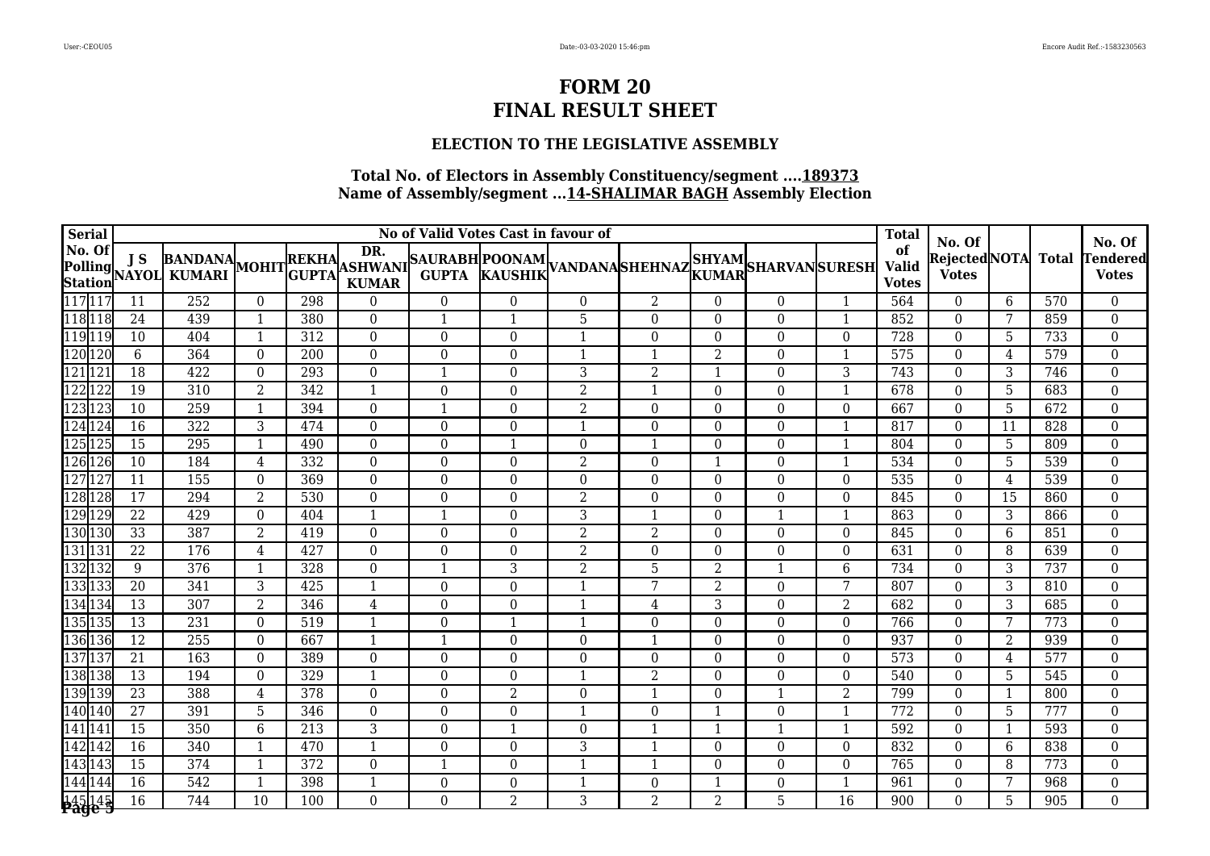# FORM 20
# FINAL RESULT SHEET

### ELECTION TO THE LEGISLATIVE ASSEMBLY

**Total No. of Electors in Assembly Constituency/segment ....189373**
**Name of Assembly/segment ...14-SHALIMAR BAGH Assembly Election**

| Serial No. Of Polling Station | | No of Valid Votes Cast in favour of | | | | | | | | | | | | Total of Valid Votes | No. Of Rejected Votes | NOTA | Total | No. Of Tendered Votes |
|---|---|---|---|---|---|---|---|---|---|---|---|---|---|---|---|---|---|---|
| | | J S NAYOL | BANDANA KUMARI | MOHIT | REKHA GUPTA | DR. ASHWANI KUMAR | SAURABH GUPTA | POONAM KAUSHIK | VANDANA | SHEHNAZ | SHYAM KUMAR | SHARVAN | SURESH | | | | | |
| 117 | 117 | 11 | 252 | 0 | 298 | 0 | 0 | 0 | 0 | 2 | 0 | 0 | 1 | 564 | 0 | 6 | 570 | 0 |
| 118 | 118 | 24 | 439 | 1 | 380 | 0 | 1 | 1 | 5 | 0 | 0 | 0 | 1 | 852 | 0 | 7 | 859 | 0 |
| 119 | 119 | 10 | 404 | 1 | 312 | 0 | 0 | 0 | 1 | 0 | 0 | 0 | 0 | 728 | 0 | 5 | 733 | 0 |
| 120 | 120 | 6 | 364 | 0 | 200 | 0 | 0 | 0 | 1 | 1 | 2 | 0 | 1 | 575 | 0 | 4 | 579 | 0 |
| 121 | 121 | 18 | 422 | 0 | 293 | 0 | 1 | 0 | 3 | 2 | 1 | 0 | 3 | 743 | 0 | 3 | 746 | 0 |
| 122 | 122 | 19 | 310 | 2 | 342 | 1 | 0 | 0 | 2 | 1 | 0 | 0 | 1 | 678 | 0 | 5 | 683 | 0 |
| 123 | 123 | 10 | 259 | 1 | 394 | 0 | 1 | 0 | 2 | 0 | 0 | 0 | 0 | 667 | 0 | 5 | 672 | 0 |
| 124 | 124 | 16 | 322 | 3 | 474 | 0 | 0 | 0 | 1 | 0 | 0 | 0 | 1 | 817 | 0 | 11 | 828 | 0 |
| 125 | 125 | 15 | 295 | 1 | 490 | 0 | 0 | 1 | 0 | 1 | 0 | 0 | 1 | 804 | 0 | 5 | 809 | 0 |
| 126 | 126 | 10 | 184 | 4 | 332 | 0 | 0 | 0 | 2 | 0 | 1 | 0 | 1 | 534 | 0 | 5 | 539 | 0 |
| 127 | 127 | 11 | 155 | 0 | 369 | 0 | 0 | 0 | 0 | 0 | 0 | 0 | 0 | 535 | 0 | 4 | 539 | 0 |
| 128 | 128 | 17 | 294 | 2 | 530 | 0 | 0 | 0 | 2 | 0 | 0 | 0 | 0 | 845 | 0 | 15 | 860 | 0 |
| 129 | 129 | 22 | 429 | 0 | 404 | 1 | 1 | 0 | 3 | 1 | 0 | 1 | 1 | 863 | 0 | 3 | 866 | 0 |
| 130 | 130 | 33 | 387 | 2 | 419 | 0 | 0 | 0 | 2 | 2 | 0 | 0 | 0 | 845 | 0 | 6 | 851 | 0 |
| 131 | 131 | 22 | 176 | 4 | 427 | 0 | 0 | 0 | 2 | 0 | 0 | 0 | 0 | 631 | 0 | 8 | 639 | 0 |
| 132 | 132 | 9 | 376 | 1 | 328 | 0 | 1 | 3 | 2 | 5 | 2 | 1 | 6 | 734 | 0 | 3 | 737 | 0 |
| 133 | 133 | 20 | 341 | 3 | 425 | 1 | 0 | 0 | 1 | 7 | 2 | 0 | 7 | 807 | 0 | 3 | 810 | 0 |
| 134 | 134 | 13 | 307 | 2 | 346 | 4 | 0 | 0 | 1 | 4 | 3 | 0 | 2 | 682 | 0 | 3 | 685 | 0 |
| 135 | 135 | 13 | 231 | 0 | 519 | 1 | 0 | 1 | 1 | 0 | 0 | 0 | 0 | 766 | 0 | 7 | 773 | 0 |
| 136 | 136 | 12 | 255 | 0 | 667 | 1 | 1 | 0 | 0 | 1 | 0 | 0 | 0 | 937 | 0 | 2 | 939 | 0 |
| 137 | 137 | 21 | 163 | 0 | 389 | 0 | 0 | 0 | 0 | 0 | 0 | 0 | 0 | 573 | 0 | 4 | 577 | 0 |
| 138 | 138 | 13 | 194 | 0 | 329 | 1 | 0 | 0 | 1 | 2 | 0 | 0 | 0 | 540 | 0 | 5 | 545 | 0 |
| 139 | 139 | 23 | 388 | 4 | 378 | 0 | 0 | 2 | 0 | 1 | 0 | 1 | 2 | 799 | 0 | 1 | 800 | 0 |
| 140 | 140 | 27 | 391 | 5 | 346 | 0 | 0 | 0 | 1 | 0 | 1 | 0 | 1 | 772 | 0 | 5 | 777 | 0 |
| 141 | 141 | 15 | 350 | 6 | 213 | 3 | 0 | 1 | 0 | 1 | 1 | 1 | 1 | 592 | 0 | 1 | 593 | 0 |
| 142 | 142 | 16 | 340 | 1 | 470 | 1 | 0 | 0 | 3 | 1 | 0 | 0 | 0 | 832 | 0 | 6 | 838 | 0 |
| 143 | 143 | 15 | 374 | 1 | 372 | 0 | 1 | 0 | 1 | 1 | 0 | 0 | 0 | 765 | 0 | 8 | 773 | 0 |
| 144 | 144 | 16 | 542 | 1 | 398 | 1 | 0 | 0 | 1 | 0 | 1 | 0 | 1 | 961 | 0 | 7 | 968 | 0 |
| 145 | 145 | 16 | 744 | 10 | 100 | 0 | 0 | 2 | 3 | 2 | 2 | 5 | 16 | 900 | 0 | 5 | 905 | 0 |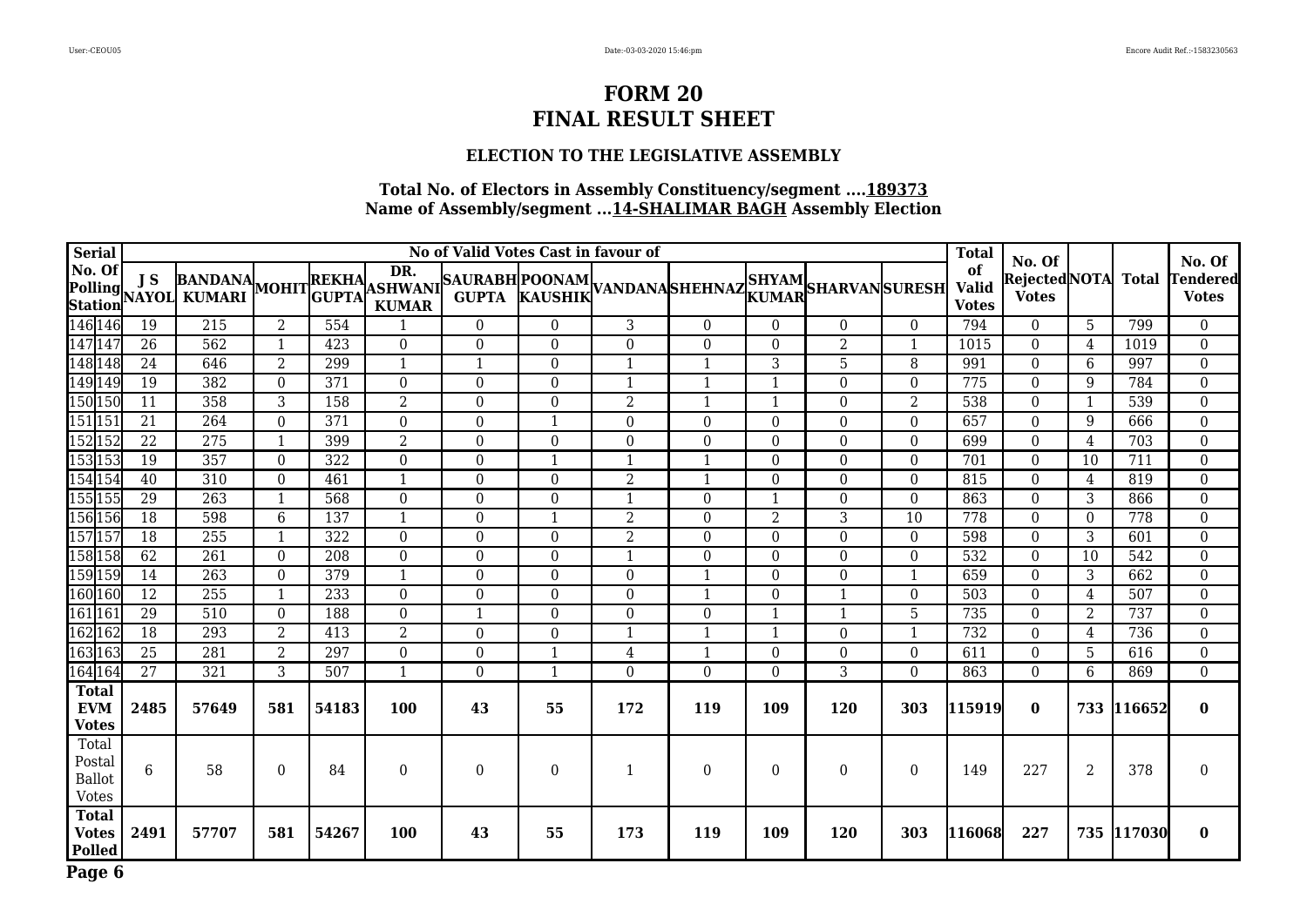# FORM 20
# FINAL RESULT SHEET

### ELECTION TO THE LEGISLATIVE ASSEMBLY

**Total No. of Electors in Assembly Constituency/segment ....189373**
**Name of Assembly/segment ...14-SHALIMAR BAGH Assembly Election**

| Serial No. Of Polling Station | | No of Valid Votes Cast in favour of | | | | | | | | | | | | Total of Valid Votes | No. Of Rejected Votes | NOTA | Total | No. Of Tendered Votes |
|---|---|---|---|---|---|---|---|---|---|---|---|---|---|---|---|---|---|---|
| | | J S NAYOL | BANDANA KUMARI | MOHIT | REKHA GUPTA | DR. ASHWANI KUMAR | SAURABH GUPTA | POONAM KAUSHIK | VANDANA | SHEHNAZ | SHYAM KUMAR | SHARVAN | SURESH | | | | | |
| 146 | 146 | 19 | 215 | 2 | 554 | 1 | 0 | 0 | 3 | 0 | 0 | 0 | 0 | 794 | 0 | 5 | 799 | 0 |
| 147 | 147 | 26 | 562 | 1 | 423 | 0 | 0 | 0 | 0 | 0 | 0 | 2 | 1 | 1015 | 0 | 4 | 1019 | 0 |
| 148 | 148 | 24 | 646 | 2 | 299 | 1 | 1 | 0 | 1 | 1 | 3 | 5 | 8 | 991 | 0 | 6 | 997 | 0 |
| 149 | 149 | 19 | 382 | 0 | 371 | 0 | 0 | 0 | 1 | 1 | 1 | 0 | 0 | 775 | 0 | 9 | 784 | 0 |
| 150 | 150 | 11 | 358 | 3 | 158 | 2 | 0 | 0 | 2 | 1 | 1 | 0 | 2 | 538 | 0 | 1 | 539 | 0 |
| 151 | 151 | 21 | 264 | 0 | 371 | 0 | 0 | 1 | 0 | 0 | 0 | 0 | 0 | 657 | 0 | 9 | 666 | 0 |
| 152 | 152 | 22 | 275 | 1 | 399 | 2 | 0 | 0 | 0 | 0 | 0 | 0 | 0 | 699 | 0 | 4 | 703 | 0 |
| 153 | 153 | 19 | 357 | 0 | 322 | 0 | 0 | 1 | 1 | 1 | 0 | 0 | 0 | 701 | 0 | 10 | 711 | 0 |
| 154 | 154 | 40 | 310 | 0 | 461 | 1 | 0 | 0 | 2 | 1 | 0 | 0 | 0 | 815 | 0 | 4 | 819 | 0 |
| 155 | 155 | 29 | 263 | 1 | 568 | 0 | 0 | 0 | 1 | 0 | 1 | 0 | 0 | 863 | 0 | 3 | 866 | 0 |
| 156 | 156 | 18 | 598 | 6 | 137 | 1 | 0 | 1 | 2 | 0 | 2 | 3 | 10 | 778 | 0 | 0 | 778 | 0 |
| 157 | 157 | 18 | 255 | 1 | 322 | 0 | 0 | 0 | 2 | 0 | 0 | 0 | 0 | 598 | 0 | 3 | 601 | 0 |
| 158 | 158 | 62 | 261 | 0 | 208 | 0 | 0 | 0 | 1 | 0 | 0 | 0 | 0 | 532 | 0 | 10 | 542 | 0 |
| 159 | 159 | 14 | 263 | 0 | 379 | 1 | 0 | 0 | 0 | 1 | 0 | 0 | 1 | 659 | 0 | 3 | 662 | 0 |
| 160 | 160 | 12 | 255 | 1 | 233 | 0 | 0 | 0 | 0 | 1 | 0 | 1 | 0 | 503 | 0 | 4 | 507 | 0 |
| 161 | 161 | 29 | 510 | 0 | 188 | 0 | 1 | 0 | 0 | 0 | 1 | 1 | 5 | 735 | 0 | 2 | 737 | 0 |
| 162 | 162 | 18 | 293 | 2 | 413 | 2 | 0 | 0 | 1 | 1 | 1 | 0 | 1 | 732 | 0 | 4 | 736 | 0 |
| 163 | 163 | 25 | 281 | 2 | 297 | 0 | 0 | 1 | 4 | 1 | 0 | 0 | 0 | 611 | 0 | 5 | 616 | 0 |
| 164 | 164 | 27 | 321 | 3 | 507 | 1 | 0 | 1 | 0 | 0 | 0 | 3 | 0 | 863 | 0 | 6 | 869 | 0 |
| **Total EVM Votes** | | **2485** | **57649** | **581** | **54183** | **100** | **43** | **55** | **172** | **119** | **109** | **120** | **303** | **115919** | **0** | **733** | **116652** | **0** |
| Total Postal Ballot Votes | | 6 | 58 | 0 | 84 | 0 | 0 | 0 | 1 | 0 | 0 | 0 | 0 | 149 | 227 | 2 | 378 | 0 |
| **Total Votes Polled** | | **2491** | **57707** | **581** | **54267** | **100** | **43** | **55** | **173** | **119** | **109** | **120** | **303** | **116068** | **227** | **735** | **117030** | **0** |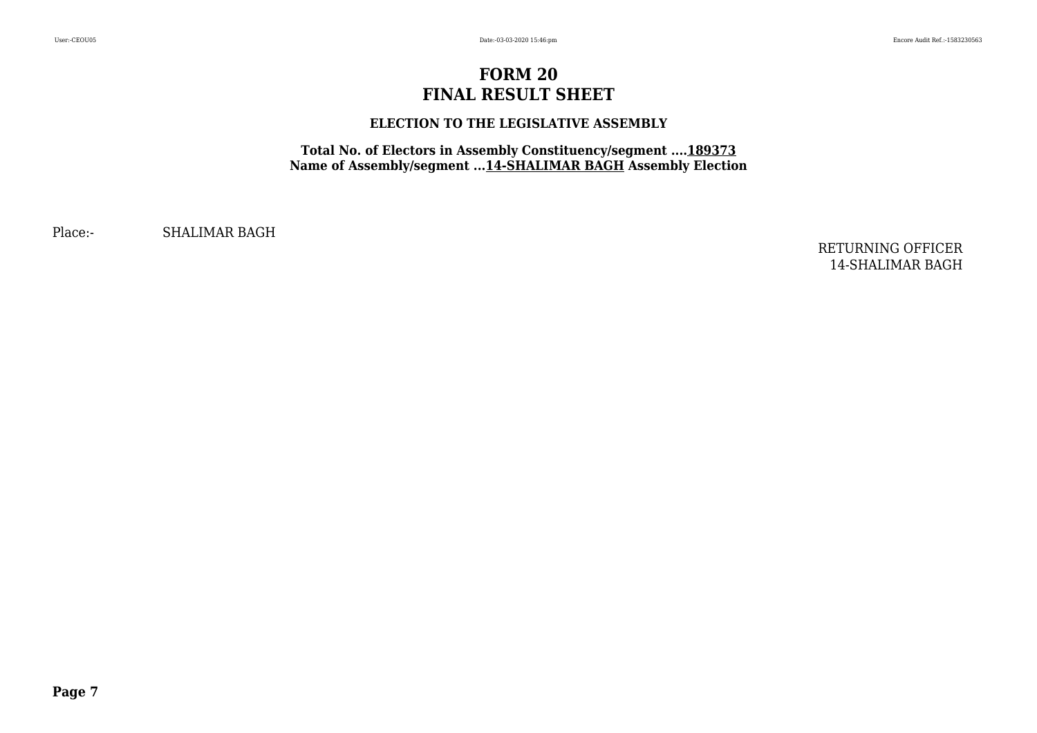# FORM 20
# FINAL RESULT SHEET

### ELECTION TO THE LEGISLATIVE ASSEMBLY

**Total No. of Electors in Assembly Constituency/segment ....189373**
**Name of Assembly/segment ...14-SHALIMAR BAGH Assembly Election**

Place:- SHALIMAR BAGH

RETURNING OFFICER
14-SHALIMAR BAGH